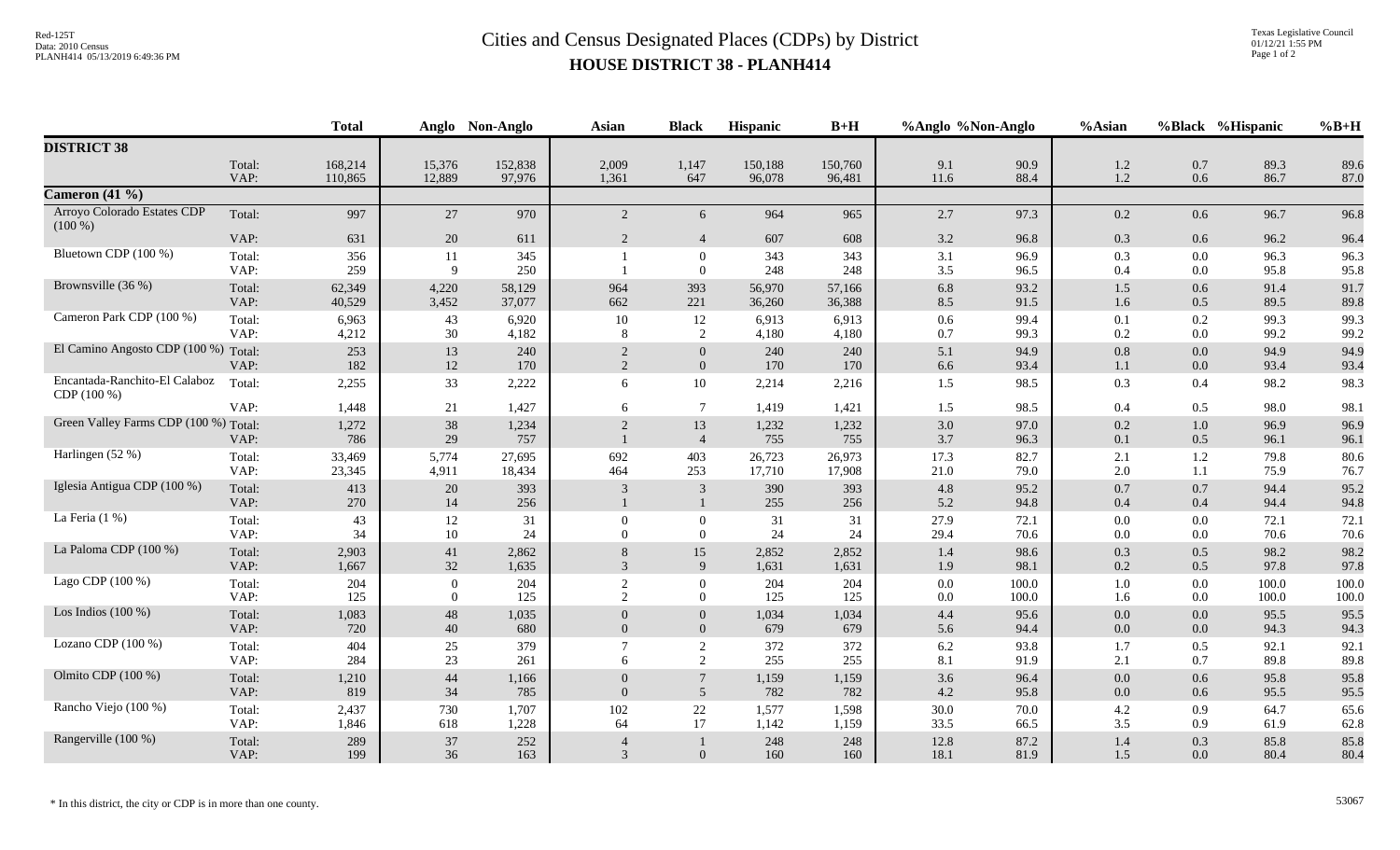# Cities and Census Designated Places (CDPs) by District

## HOUSE DISTRICT 38 - PLANH414

Red-125T
Data: 2010 Census
PLANH414 05/13/2019 6:49:36 PM

Texas Legislative Council
01/12/21 1:55 PM

| | | Total | Anglo | Non-Anglo | Asian | Black | Hispanic | B+H | %Anglo | %Non-Anglo | %Asian | %Black | %Hispanic | %B+H |
|---|---|---|---|---|---|---|---|---|---|---|---|---|---|---|
| **DISTRICT 38** | | | | | | | | | | | | | | |
| | Total: | 168,214 | 15,376 | 152,838 | 2,009 | 1,147 | 150,188 | 150,760 | 9.1 | 90.9 | 1.2 | 0.7 | 89.3 | 89.6 |
| | VAP: | 110,865 | 12,889 | 97,976 | 1,361 | 647 | 96,078 | 96,481 | 11.6 | 88.4 | 1.2 | 0.6 | 86.7 | 87.0 |
| **Cameron (41 %)** | | | | | | | | | | | | | | |
| Arroyo Colorado Estates CDP (100 %) | Total: | 997 | 27 | 970 | 2 | 6 | 964 | 965 | 2.7 | 97.3 | 0.2 | 0.6 | 96.7 | 96.8 |
| | VAP: | 631 | 20 | 611 | 2 | 4 | 607 | 608 | 3.2 | 96.8 | 0.3 | 0.6 | 96.2 | 96.4 |
| Bluetown CDP (100 %) | Total: | 356 | 11 | 345 | 1 | 0 | 343 | 343 | 3.1 | 96.9 | 0.3 | 0.0 | 96.3 | 96.3 |
| | VAP: | 259 | 9 | 250 | 1 | 0 | 248 | 248 | 3.5 | 96.5 | 0.4 | 0.0 | 95.8 | 95.8 |
| Brownsville (36 %) | Total: | 62,349 | 4,220 | 58,129 | 964 | 393 | 56,970 | 57,166 | 6.8 | 93.2 | 1.5 | 0.6 | 91.4 | 91.7 |
| | VAP: | 40,529 | 3,452 | 37,077 | 662 | 221 | 36,260 | 36,388 | 8.5 | 91.5 | 1.6 | 0.5 | 89.5 | 89.8 |
| Cameron Park CDP (100 %) | Total: | 6,963 | 43 | 6,920 | 10 | 12 | 6,913 | 6,913 | 0.6 | 99.4 | 0.1 | 0.2 | 99.3 | 99.3 |
| | VAP: | 4,212 | 30 | 4,182 | 8 | 2 | 4,180 | 4,180 | 0.7 | 99.3 | 0.2 | 0.0 | 99.2 | 99.2 |
| El Camino Angosto CDP (100 %) | Total: | 253 | 13 | 240 | 2 | 0 | 240 | 240 | 5.1 | 94.9 | 0.8 | 0.0 | 94.9 | 94.9 |
| | VAP: | 182 | 12 | 170 | 2 | 0 | 170 | 170 | 6.6 | 93.4 | 1.1 | 0.0 | 93.4 | 93.4 |
| Encantada-Ranchito-El Calaboz CDP (100 %) | Total: | 2,255 | 33 | 2,222 | 6 | 10 | 2,214 | 2,216 | 1.5 | 98.5 | 0.3 | 0.4 | 98.2 | 98.3 |
| | VAP: | 1,448 | 21 | 1,427 | 6 | 7 | 1,419 | 1,421 | 1.5 | 98.5 | 0.4 | 0.5 | 98.0 | 98.1 |
| Green Valley Farms CDP (100 %) | Total: | 1,272 | 38 | 1,234 | 2 | 13 | 1,232 | 1,232 | 3.0 | 97.0 | 0.2 | 1.0 | 96.9 | 96.9 |
| | VAP: | 786 | 29 | 757 | 1 | 4 | 755 | 755 | 3.7 | 96.3 | 0.1 | 0.5 | 96.1 | 96.1 |
| Harlingen (52 %) | Total: | 33,469 | 5,774 | 27,695 | 692 | 403 | 26,723 | 26,973 | 17.3 | 82.7 | 2.1 | 1.2 | 79.8 | 80.6 |
| | VAP: | 23,345 | 4,911 | 18,434 | 464 | 253 | 17,710 | 17,908 | 21.0 | 79.0 | 2.0 | 1.1 | 75.9 | 76.7 |
| Iglesia Antigua CDP (100 %) | Total: | 413 | 20 | 393 | 3 | 3 | 390 | 393 | 4.8 | 95.2 | 0.7 | 0.7 | 94.4 | 95.2 |
| | VAP: | 270 | 14 | 256 | 1 | 1 | 255 | 256 | 5.2 | 94.8 | 0.4 | 0.4 | 94.4 | 94.8 |
| La Feria (1 %) | Total: | 43 | 12 | 31 | 0 | 0 | 31 | 31 | 27.9 | 72.1 | 0.0 | 0.0 | 72.1 | 72.1 |
| | VAP: | 34 | 10 | 24 | 0 | 0 | 24 | 24 | 29.4 | 70.6 | 0.0 | 0.0 | 70.6 | 70.6 |
| La Paloma CDP (100 %) | Total: | 2,903 | 41 | 2,862 | 8 | 15 | 2,852 | 2,852 | 1.4 | 98.6 | 0.3 | 0.5 | 98.2 | 98.2 |
| | VAP: | 1,667 | 32 | 1,635 | 3 | 9 | 1,631 | 1,631 | 1.9 | 98.1 | 0.2 | 0.5 | 97.8 | 97.8 |
| Lago CDP (100 %) | Total: | 204 | 0 | 204 | 2 | 0 | 204 | 204 | 0.0 | 100.0 | 1.0 | 0.0 | 100.0 | 100.0 |
| | VAP: | 125 | 0 | 125 | 2 | 0 | 125 | 125 | 0.0 | 100.0 | 1.6 | 0.0 | 100.0 | 100.0 |
| Los Indios (100 %) | Total: | 1,083 | 48 | 1,035 | 0 | 0 | 1,034 | 1,034 | 4.4 | 95.6 | 0.0 | 0.0 | 95.5 | 95.5 |
| | VAP: | 720 | 40 | 680 | 0 | 0 | 679 | 679 | 5.6 | 94.4 | 0.0 | 0.0 | 94.3 | 94.3 |
| Lozano CDP (100 %) | Total: | 404 | 25 | 379 | 7 | 2 | 372 | 372 | 6.2 | 93.8 | 1.7 | 0.5 | 92.1 | 92.1 |
| | VAP: | 284 | 23 | 261 | 6 | 2 | 255 | 255 | 8.1 | 91.9 | 2.1 | 0.7 | 89.8 | 89.8 |
| Olmito CDP (100 %) | Total: | 1,210 | 44 | 1,166 | 0 | 7 | 1,159 | 1,159 | 3.6 | 96.4 | 0.0 | 0.6 | 95.8 | 95.8 |
| | VAP: | 819 | 34 | 785 | 0 | 5 | 782 | 782 | 4.2 | 95.8 | 0.0 | 0.6 | 95.5 | 95.5 |
| Rancho Viejo (100 %) | Total: | 2,437 | 730 | 1,707 | 102 | 22 | 1,577 | 1,598 | 30.0 | 70.0 | 4.2 | 0.9 | 64.7 | 65.6 |
| | VAP: | 1,846 | 618 | 1,228 | 64 | 17 | 1,142 | 1,159 | 33.5 | 66.5 | 3.5 | 0.9 | 61.9 | 62.8 |
| Rangerville (100 %) | Total: | 289 | 37 | 252 | 4 | 1 | 248 | 248 | 12.8 | 87.2 | 1.4 | 0.3 | 85.8 | 85.8 |
| | VAP: | 199 | 36 | 163 | 3 | 0 | 160 | 160 | 18.1 | 81.9 | 1.5 | 0.0 | 80.4 | 80.4 |

* In this district, the city or CDP is in more than one county.

53067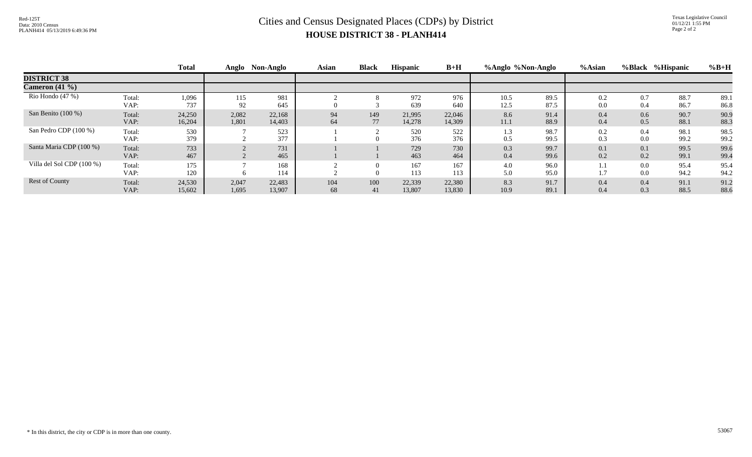# Cities and Census Designated Places (CDPs) by District

## HOUSE DISTRICT 38 - PLANH414

| | | Total | Anglo | Non-Anglo | Asian | Black | Hispanic | B+H | %Anglo | %Non-Anglo | %Asian | %Black | %Hispanic | %B+H |
|---|---|---|---|---|---|---|---|---|---|---|---|---|---|---|
| **DISTRICT 38** | | | | | | | | | | | | | | |
| **Cameron (41 %)** | | | | | | | | | | | | | | |
| Rio Hondo (47 %) | Total: | 1,096 | 115 | 981 | 2 | 8 | 972 | 976 | 10.5 | 89.5 | 0.2 | 0.7 | 88.7 | 89.1 |
| | VAP: | 737 | 92 | 645 | 0 | 3 | 639 | 640 | 12.5 | 87.5 | 0.0 | 0.4 | 86.7 | 86.8 |
| San Benito (100 %) | Total: | 24,250 | 2,082 | 22,168 | 94 | 149 | 21,995 | 22,046 | 8.6 | 91.4 | 0.4 | 0.6 | 90.7 | 90.9 |
| | VAP: | 16,204 | 1,801 | 14,403 | 64 | 77 | 14,278 | 14,309 | 11.1 | 88.9 | 0.4 | 0.5 | 88.1 | 88.3 |
| San Pedro CDP (100 %) | Total: | 530 | 7 | 523 | 1 | 2 | 520 | 522 | 1.3 | 98.7 | 0.2 | 0.4 | 98.1 | 98.5 |
| | VAP: | 379 | 2 | 377 | 1 | 0 | 376 | 376 | 0.5 | 99.5 | 0.3 | 0.0 | 99.2 | 99.2 |
| Santa Maria CDP (100 %) | Total: | 733 | 2 | 731 | 1 | 1 | 729 | 730 | 0.3 | 99.7 | 0.1 | 0.1 | 99.5 | 99.6 |
| | VAP: | 467 | 2 | 465 | 1 | 1 | 463 | 464 | 0.4 | 99.6 | 0.2 | 0.2 | 99.1 | 99.4 |
| Villa del Sol CDP (100 %) | Total: | 175 | 7 | 168 | 2 | 0 | 167 | 167 | 4.0 | 96.0 | 1.1 | 0.0 | 95.4 | 95.4 |
| | VAP: | 120 | 6 | 114 | 2 | 0 | 113 | 113 | 5.0 | 95.0 | 1.7 | 0.0 | 94.2 | 94.2 |
| Rest of County | Total: | 24,530 | 2,047 | 22,483 | 104 | 100 | 22,339 | 22,380 | 8.3 | 91.7 | 0.4 | 0.4 | 91.1 | 91.2 |
| | VAP: | 15,602 | 1,695 | 13,907 | 68 | 41 | 13,807 | 13,830 | 10.9 | 89.1 | 0.4 | 0.3 | 88.5 | 88.6 |

* In this district, the city or CDP is in more than one county.